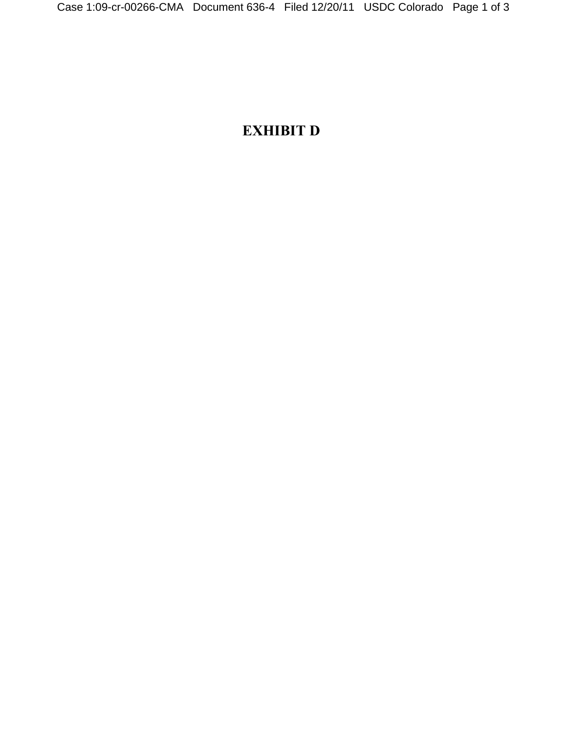# EXHIBIT D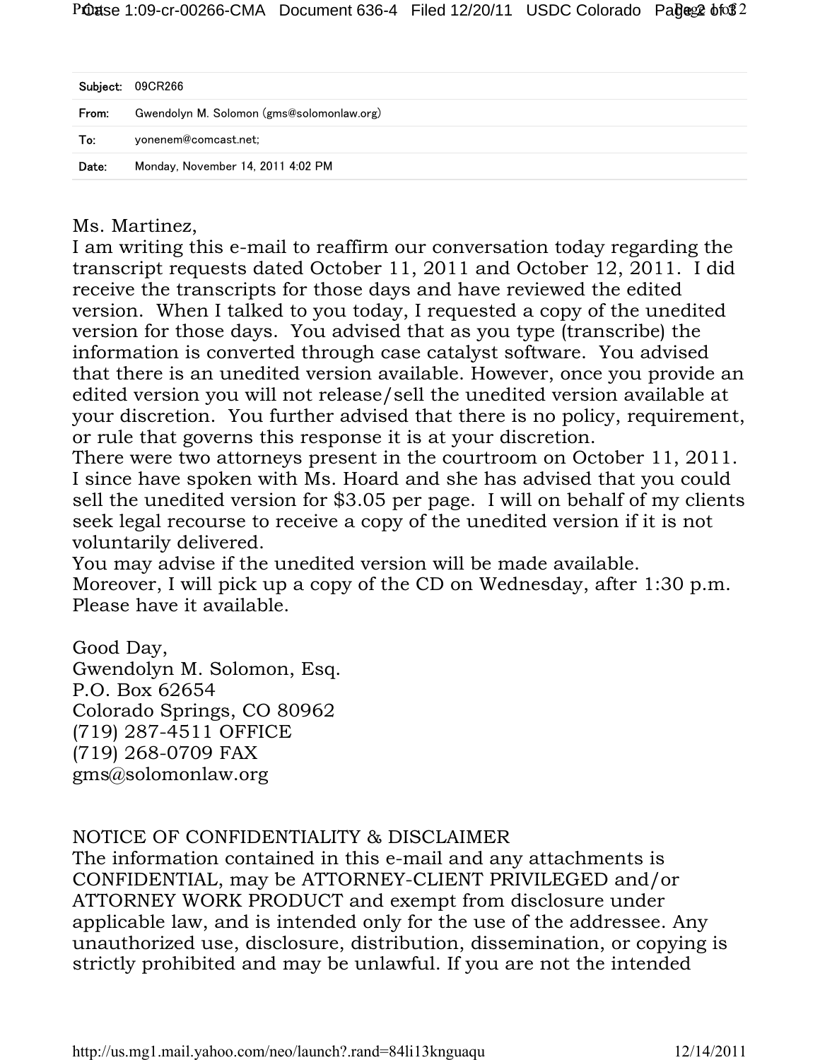| | |
|---|---|
| **Subject:** | 09CR266 |
| **From:** | Gwendolyn M. Solomon (gms@solomonlaw.org) |
| **To:** | yonenem@comcast.net; |
| **Date:** | Monday, November 14, 2011 4:02 PM |

Ms. Martinez,
I am writing this e-mail to reaffirm our conversation today regarding the transcript requests dated October 11, 2011 and October 12, 2011. I did receive the transcripts for those days and have reviewed the edited version. When I talked to you today, I requested a copy of the unedited version for those days. You advised that as you type (transcribe) the information is converted through case catalyst software. You advised that there is an unedited version available. However, once you provide an edited version you will not release/sell the unedited version available at your discretion. You further advised that there is no policy, requirement, or rule that governs this response it is at your discretion.
There were two attorneys present in the courtroom on October 11, 2011. I since have spoken with Ms. Hoard and she has advised that you could sell the unedited version for $3.05 per page. I will on behalf of my clients seek legal recourse to receive a copy of the unedited version if it is not voluntarily delivered.
You may advise if the unedited version will be made available.
Moreover, I will pick up a copy of the CD on Wednesday, after 1:30 p.m. Please have it available.

Good Day,
Gwendolyn M. Solomon, Esq.
P.O. Box 62654
Colorado Springs, CO 80962
(719) 287-4511 OFFICE
(719) 268-0709 FAX
gms@solomonlaw.org

NOTICE OF CONFIDENTIALITY & DISCLAIMER
The information contained in this e-mail and any attachments is CONFIDENTIAL, may be ATTORNEY-CLIENT PRIVILEGED and/or ATTORNEY WORK PRODUCT and exempt from disclosure under applicable law, and is intended only for the use of the addressee. Any unauthorized use, disclosure, distribution, dissemination, or copying is strictly prohibited and may be unlawful. If you are not the intended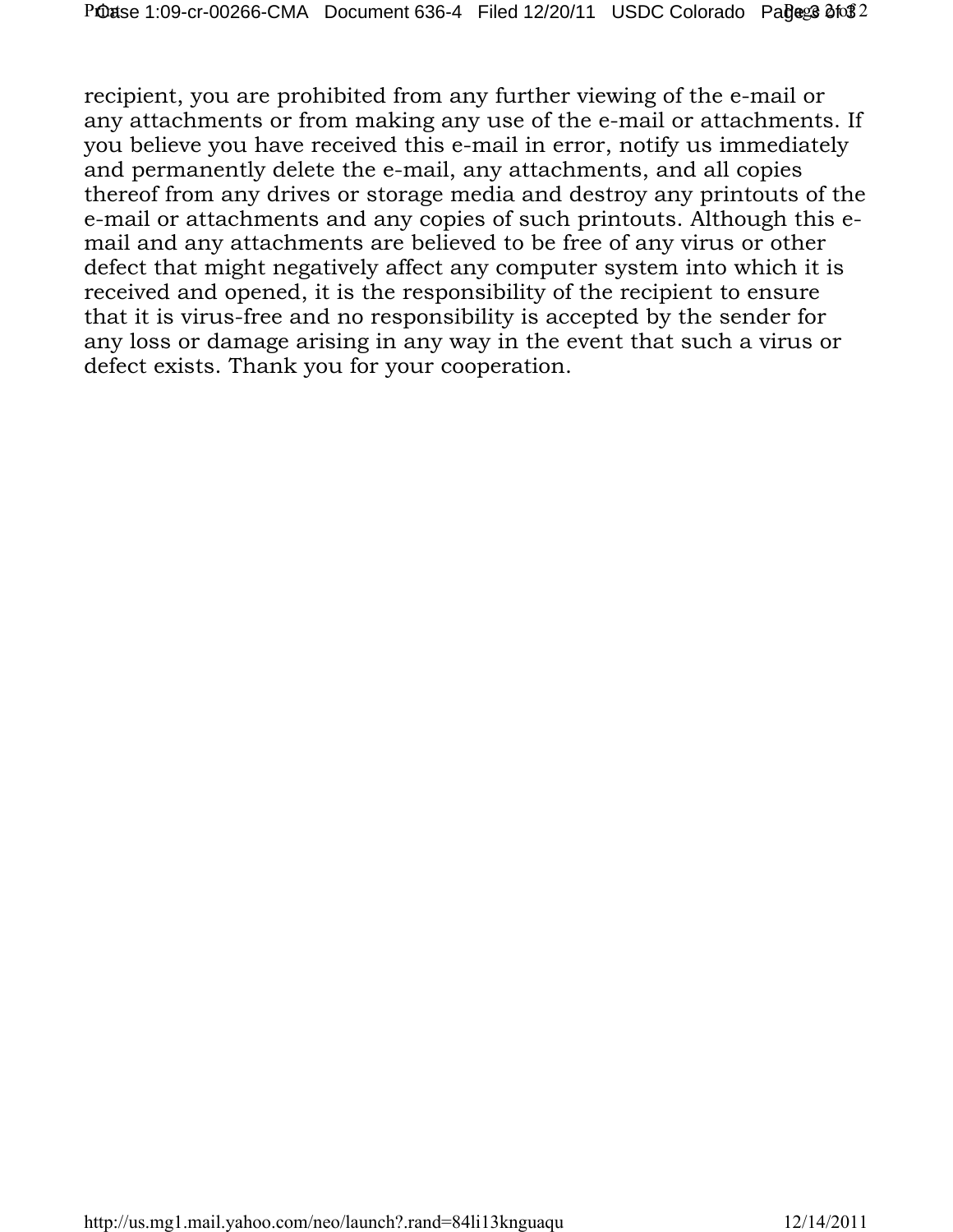recipient, you are prohibited from any further viewing of the e-mail or any attachments or from making any use of the e-mail or attachments. If you believe you have received this e-mail in error, notify us immediately and permanently delete the e-mail, any attachments, and all copies thereof from any drives or storage media and destroy any printouts of the e-mail or attachments and any copies of such printouts. Although this e-mail and any attachments are believed to be free of any virus or other defect that might negatively affect any computer system into which it is received and opened, it is the responsibility of the recipient to ensure that it is virus-free and no responsibility is accepted by the sender for any loss or damage arising in any way in the event that such a virus or defect exists. Thank you for your cooperation.